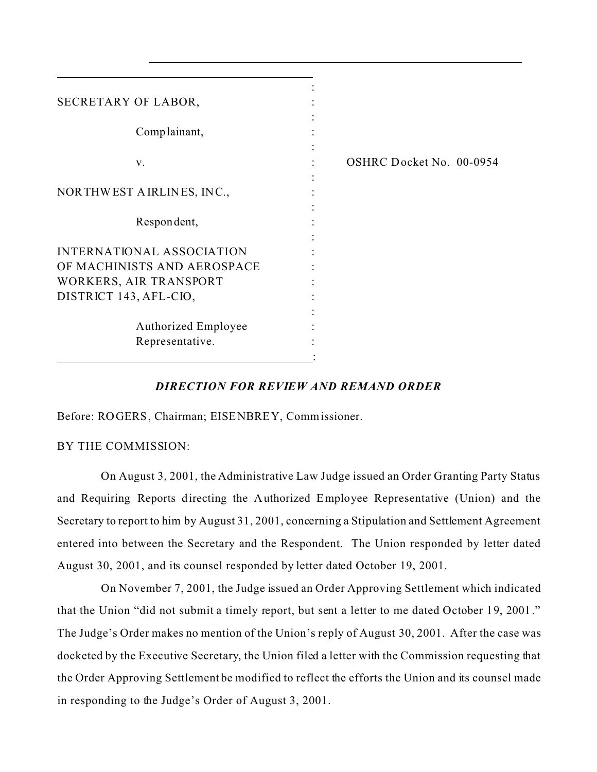| | |
|---|---|
| SECRETARY OF LABOR, | |
| Complainant, | |
| v. | OSHRC Docket No. 00-0954 |
| NORTHWEST AIRLINES, INC., | |
| Respondent, | |
| INTERNATIONAL ASSOCIATION OF MACHINISTS AND AEROSPACE WORKERS, AIR TRANSPORT DISTRICT 143, AFL-CIO, | |
| Authorized Employee Representative. | |

***DIRECTION FOR REVIEW AND REMAND ORDER***

Before: ROGERS, Chairman; EISENBREY, Commissioner.

BY THE COMMISSION:

On August 3, 2001, the Administrative Law Judge issued an Order Granting Party Status and Requiring Reports directing the Authorized Employee Representative (Union) and the Secretary to report to him by August 31, 2001, concerning a Stipulation and Settlement Agreement entered into between the Secretary and the Respondent. The Union responded by letter dated August 30, 2001, and its counsel responded by letter dated October 19, 2001.

On November 7, 2001, the Judge issued an Order Approving Settlement which indicated that the Union "did not submit a timely report, but sent a letter to me dated October 19, 2001." The Judge's Order makes no mention of the Union's reply of August 30, 2001. After the case was docketed by the Executive Secretary, the Union filed a letter with the Commission requesting that the Order Approving Settlement be modified to reflect the efforts the Union and its counsel made in responding to the Judge's Order of August 3, 2001.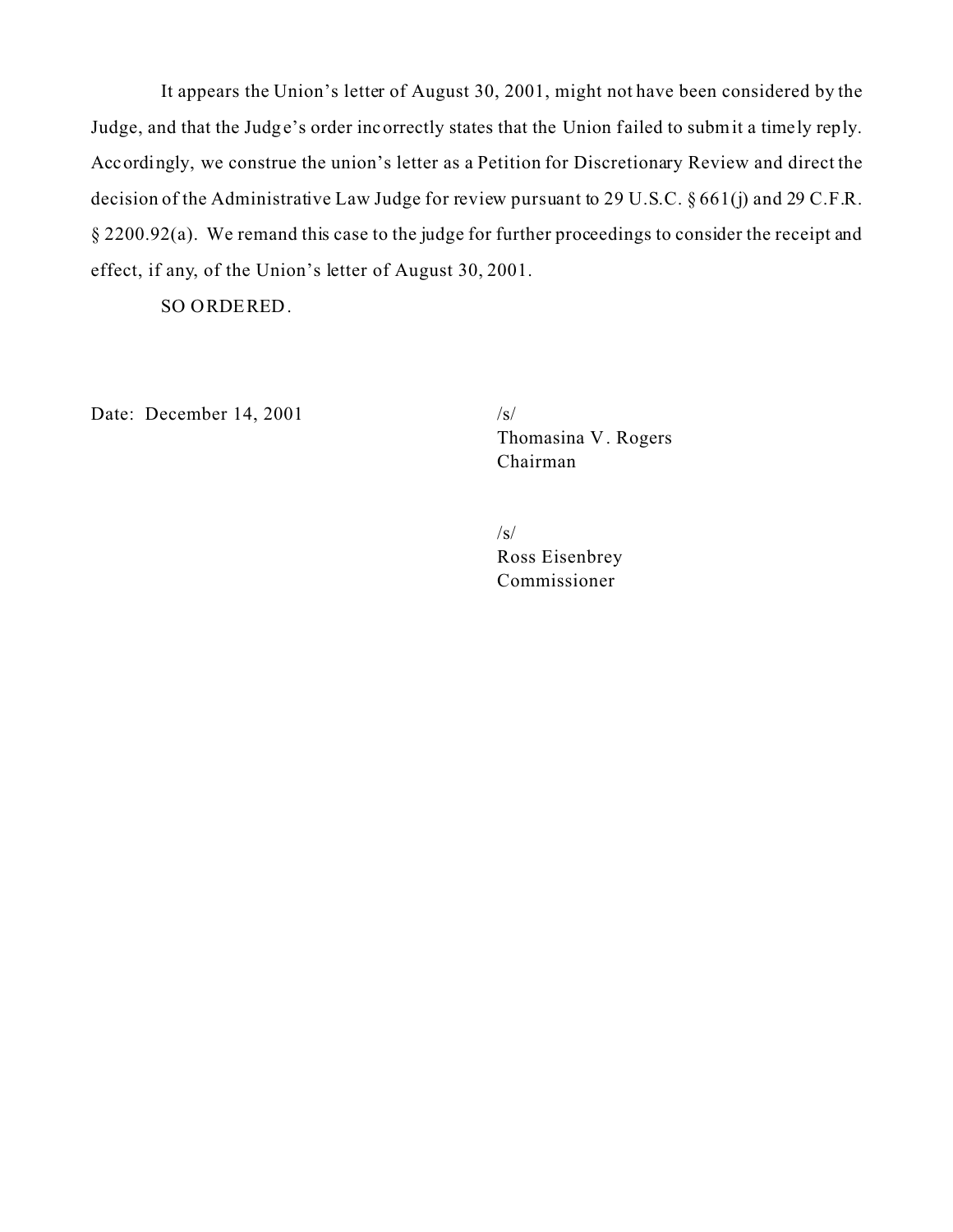It appears the Union's letter of August 30, 2001, might not have been considered by the Judge, and that the Judge's order incorrectly states that the Union failed to submit a timely reply. Accordingly, we construe the union's letter as a Petition for Discretionary Review and direct the decision of the Administrative Law Judge for review pursuant to 29 U.S.C. § 661(j) and 29 C.F.R. § 2200.92(a). We remand this case to the judge for further proceedings to consider the receipt and effect, if any, of the Union's letter of August 30, 2001.

SO ORDERED.

Date: December 14, 2001

/s/
Thomasina V. Rogers
Chairman

/s/
Ross Eisenbrey
Commissioner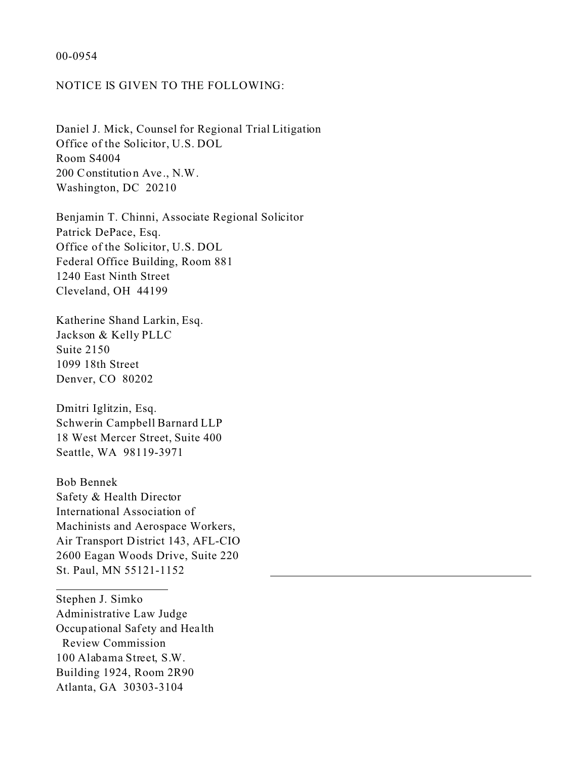00-0954

NOTICE IS GIVEN TO THE FOLLOWING:

Daniel J. Mick, Counsel for Regional Trial Litigation
Office of the Solicitor, U.S. DOL
Room S4004
200 Constitution Ave., N.W.
Washington, DC 20210

Benjamin T. Chinni, Associate Regional Solicitor
Patrick DePace, Esq.
Office of the Solicitor, U.S. DOL
Federal Office Building, Room 881
1240 East Ninth Street
Cleveland, OH 44199

Katherine Shand Larkin, Esq.
Jackson & Kelly PLLC
Suite 2150
1099 18th Street
Denver, CO 80202

Dmitri Iglitzin, Esq.
Schwerin Campbell Barnard LLP
18 West Mercer Street, Suite 400
Seattle, WA 98119-3971

Bob Bennek
Safety & Health Director
International Association of
Machinists and Aerospace Workers,
Air Transport District 143, AFL-CIO
2600 Eagan Woods Drive, Suite 220
St. Paul, MN 55121-1152

---

Stephen J. Simko
Administrative Law Judge
Occupational Safety and Health
Review Commission
100 Alabama Street, S.W.
Building 1924, Room 2R90
Atlanta, GA 30303-3104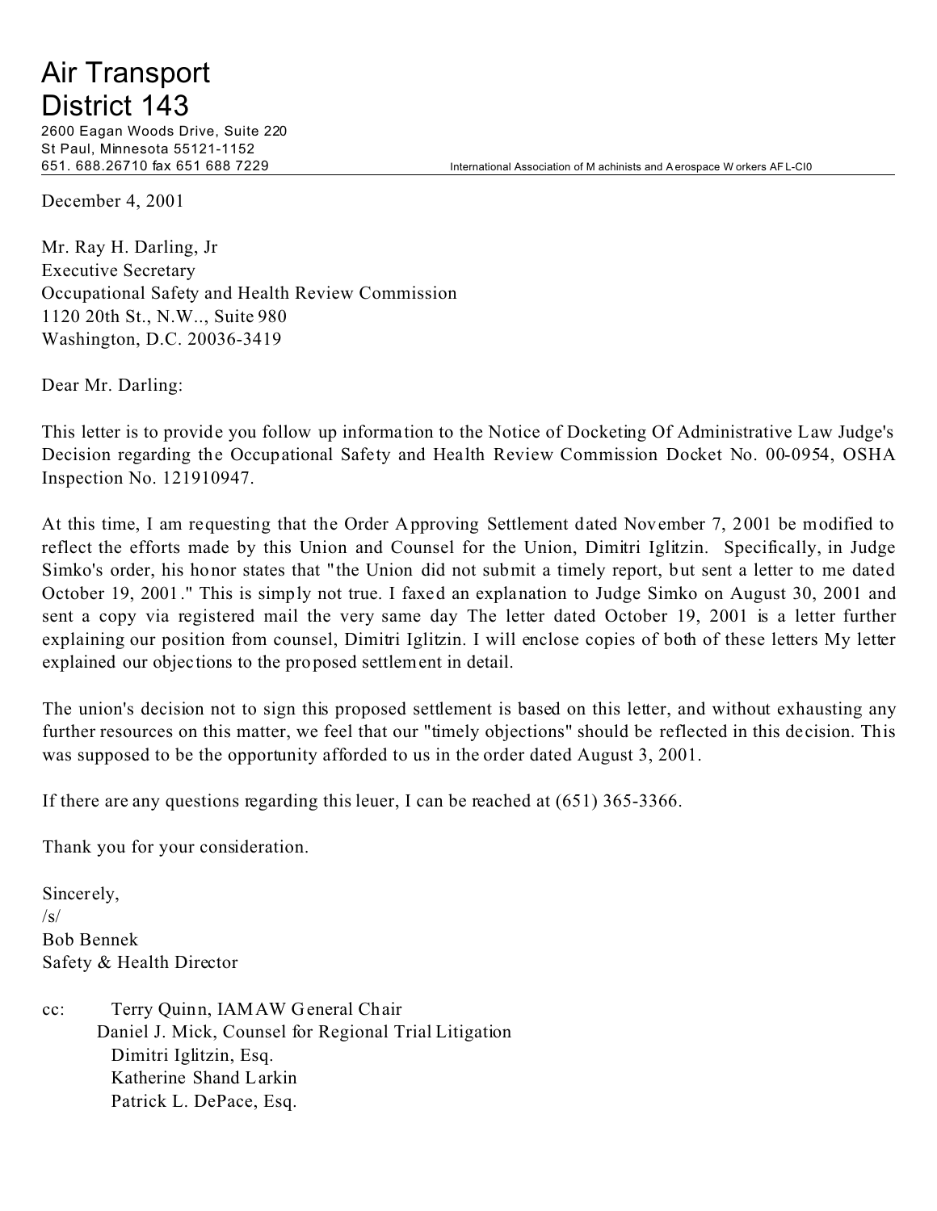# Air Transport District 143

2600 Eagan Woods Drive, Suite 220
St Paul, Minnesota 55121-1152
651. 688.26710 fax 651 688 7229

International Association of Machinists and Aerospace Workers AFL-CI0

December 4, 2001

Mr. Ray H. Darling, Jr
Executive Secretary
Occupational Safety and Health Review Commission
1120 20th St., N.W.., Suite 980
Washington, D.C. 20036-3419

Dear Mr. Darling:

This letter is to provide you follow up information to the Notice of Docketing Of Administrative Law Judge's Decision regarding the Occupational Safety and Health Review Commission Docket No. 00-0954, OSHA Inspection No. 121910947.

At this time, I am requesting that the Order Approving Settlement dated November 7, 2001 be modified to reflect the efforts made by this Union and Counsel for the Union, Dimitri Iglitzin. Specifically, in Judge Simko's order, his honor states that "the Union did not submit a timely report, but sent a letter to me dated October 19, 2001." This is simply not true. I faxed an explanation to Judge Simko on August 30, 2001 and sent a copy via registered mail the very same day The letter dated October 19, 2001 is a letter further explaining our position from counsel, Dimitri Iglitzin. I will enclose copies of both of these letters My letter explained our objections to the proposed settlement in detail.

The union's decision not to sign this proposed settlement is based on this letter, and without exhausting any further resources on this matter, we feel that our "timely objections" should be reflected in this decision. This was supposed to be the opportunity afforded to us in the order dated August 3, 2001.

If there are any questions regarding this leuer, I can be reached at (651) 365-3366.

Thank you for your consideration.

Sincerely,
/s/
Bob Bennek
Safety & Health Director

cc: Terry Quinn, IAMAW General Chair
Daniel J. Mick, Counsel for Regional Trial Litigation
Dimitri Iglitzin, Esq.
Katherine Shand Larkin
Patrick L. DePace, Esq.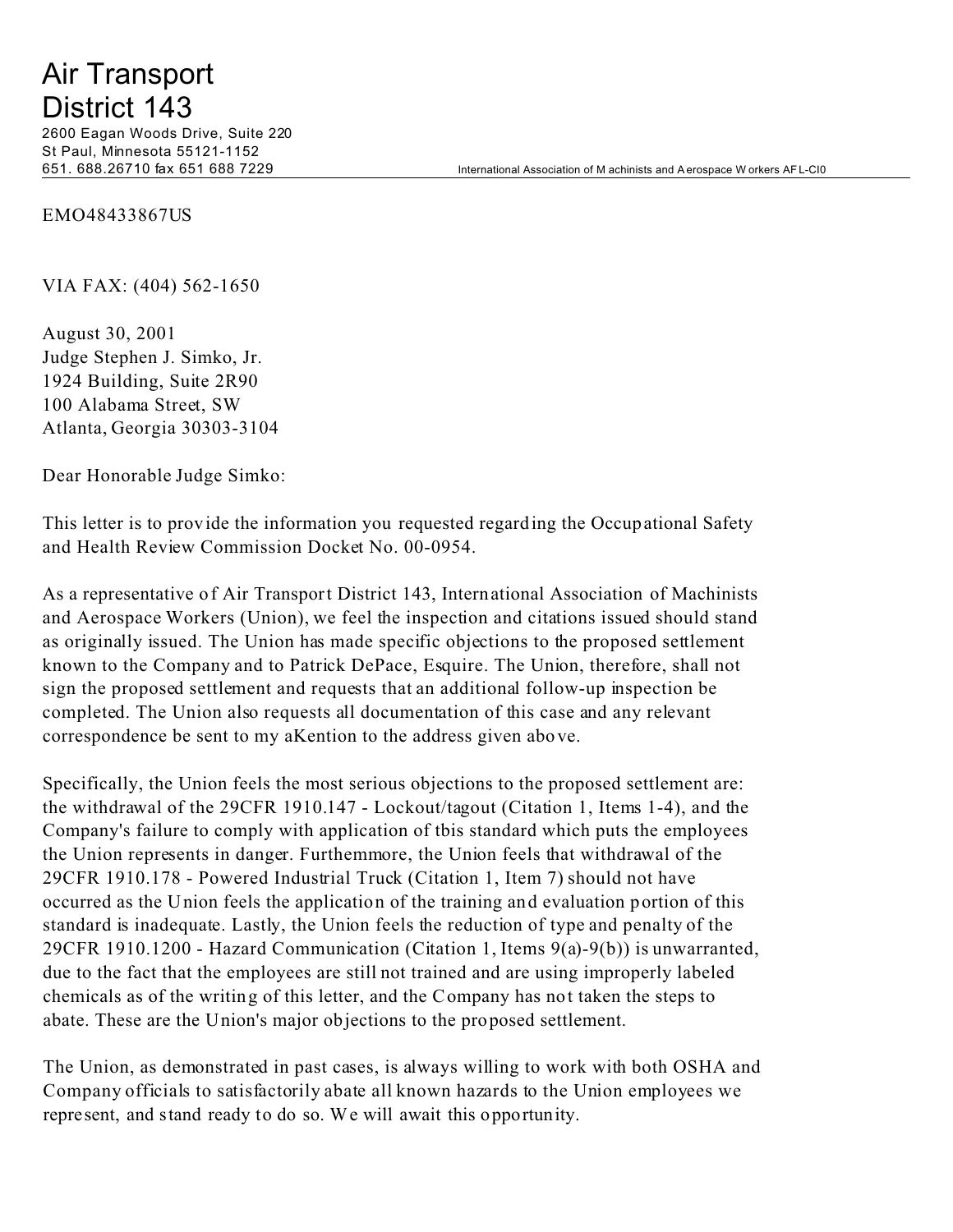# Air Transport District 143

2600 Eagan Woods Drive, Suite 220
St Paul, Minnesota 55121-1152
651. 688.26710 fax 651 688 7229

International Association of Machinists and Aerospace Workers AFL-CI0

EMO48433867US

VIA FAX: (404) 562-1650

August 30, 2001
Judge Stephen J. Simko, Jr.
1924 Building, Suite 2R90
100 Alabama Street, SW
Atlanta, Georgia 30303-3104

Dear Honorable Judge Simko:

This letter is to provide the information you requested regarding the Occupational Safety and Health Review Commission Docket No. 00-0954.

As a representative of Air Transport District 143, International Association of Machinists and Aerospace Workers (Union), we feel the inspection and citations issued should stand as originally issued. The Union has made specific objections to the proposed settlement known to the Company and to Patrick DePace, Esquire. The Union, therefore, shall not sign the proposed settlement and requests that an additional follow-up inspection be completed. The Union also requests all documentation of this case and any relevant correspondence be sent to my aKention to the address given above.

Specifically, the Union feels the most serious objections to the proposed settlement are: the withdrawal of the 29CFR 1910.147 - Lockout/tagout (Citation 1, Items 1-4), and the Company's failure to comply with application of tbis standard which puts the employees the Union represents in danger. Furthemmore, the Union feels that withdrawal of the 29CFR 1910.178 - Powered Industrial Truck (Citation 1, Item 7) should not have occurred as the Union feels the application of the training and evaluation portion of this standard is inadequate. Lastly, the Union feels the reduction of type and penalty of the 29CFR 1910.1200 - Hazard Communication (Citation 1, Items 9(a)-9(b)) is unwarranted, due to the fact that the employees are still not trained and are using improperly labeled chemicals as of the writing of this letter, and the Company has not taken the steps to abate. These are the Union's major objections to the proposed settlement.

The Union, as demonstrated in past cases, is always willing to work with both OSHA and Company officials to satisfactorily abate all known hazards to the Union employees we represent, and stand ready to do so. We will await this opportunity.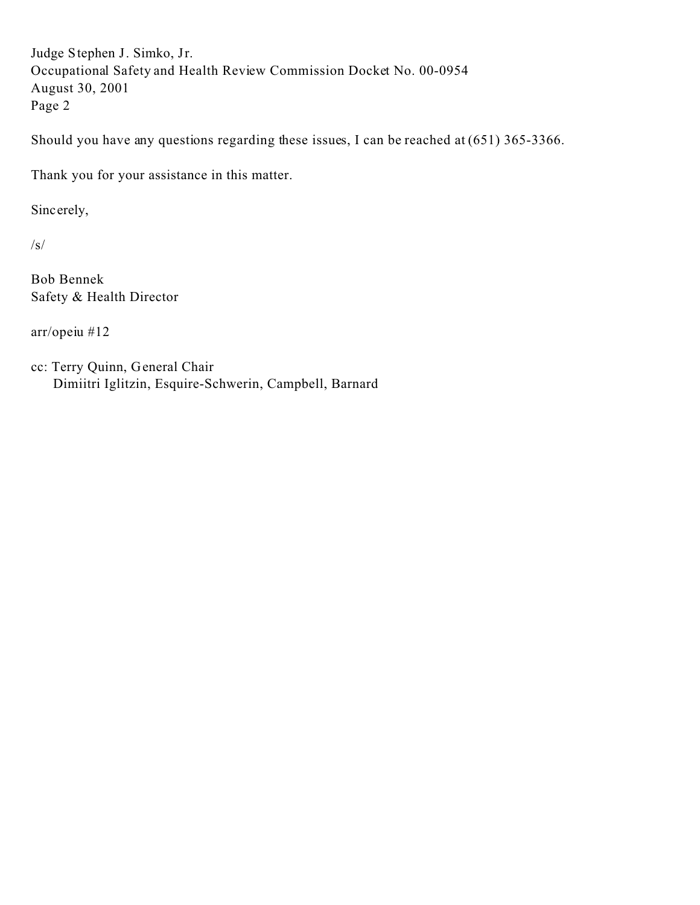Judge Stephen J. Simko, Jr.
Occupational Safety and Health Review Commission Docket No. 00-0954
August 30, 2001
Page 2

Should you have any questions regarding these issues, I can be reached at (651) 365-3366.

Thank you for your assistance in this matter.

Sincerely,

/s/

Bob Bennek
Safety & Health Director

arr/opeiu #12

cc: Terry Quinn, General Chair
Dimiitri Iglitzin, Esquire-Schwerin, Campbell, Barnard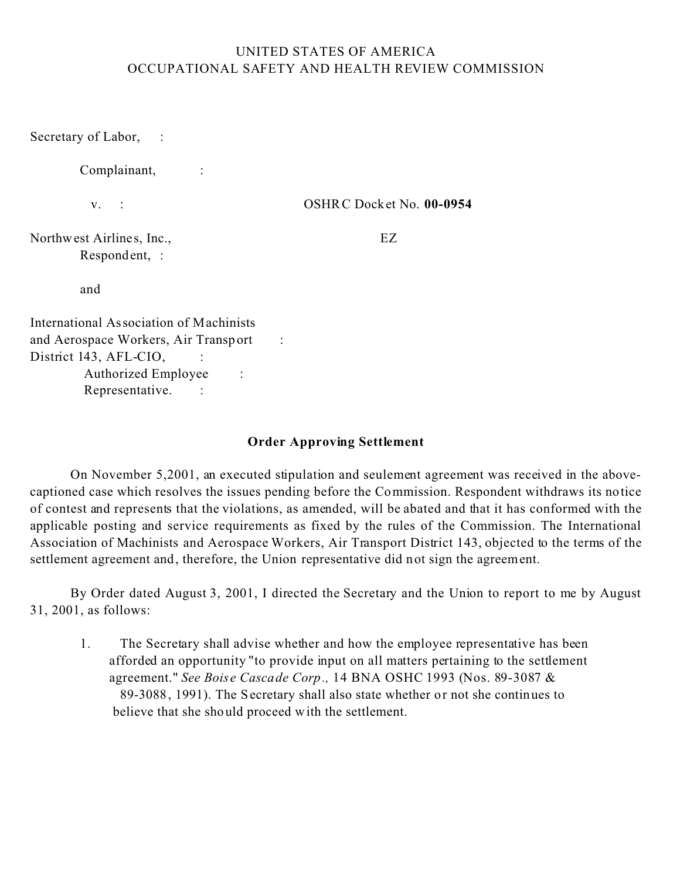UNITED STATES OF AMERICA
OCCUPATIONAL SAFETY AND HEALTH REVIEW COMMISSION

Secretary of Labor, :

Complainant, :

v. : OSHRC Docket No. **00-0954**

Northwest Airlines, Inc., EZ
Respondent, :

and

International Association of Machinists and Aerospace Workers, Air Transport District 143, AFL-CIO, :
Authorized Employee :
Representative. :

**Order Approving Settlement**

On November 5,2001, an executed stipulation and seulement agreement was received in the above-captioned case which resolves the issues pending before the Commission. Respondent withdraws its notice of contest and represents that the violations, as amended, will be abated and that it has conformed with the applicable posting and service requirements as fixed by the rules of the Commission. The International Association of Machinists and Aerospace Workers, Air Transport District 143, objected to the terms of the settlement agreement and, therefore, the Union representative did not sign the agreement.

By Order dated August 3, 2001, I directed the Secretary and the Union to report to me by August 31, 2001, as follows:

1. The Secretary shall advise whether and how the employee representative has been afforded an opportunity "to provide input on all matters pertaining to the settlement agreement." *See Boise Cascade Corp.,* 14 BNA OSHC 1993 (Nos. 89-3087 & 89-3088, 1991). The Secretary shall also state whether or not she continues to believe that she should proceed with the settlement.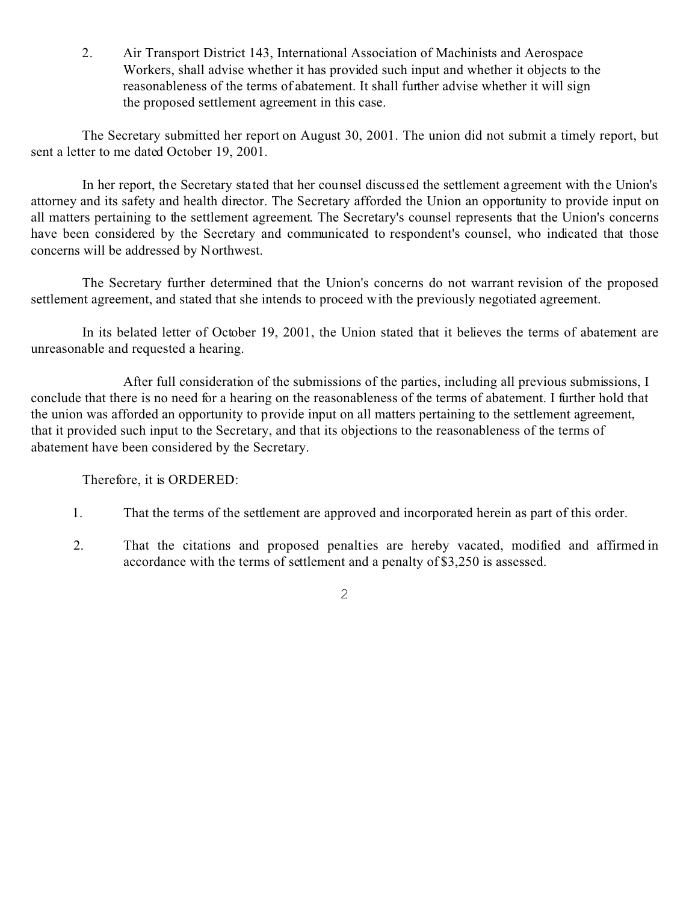2. Air Transport District 143, International Association of Machinists and Aerospace Workers, shall advise whether it has provided such input and whether it objects to the reasonableness of the terms of abatement. It shall further advise whether it will sign the proposed settlement agreement in this case.

The Secretary submitted her report on August 30, 2001. The union did not submit a timely report, but sent a letter to me dated October 19, 2001.

In her report, the Secretary stated that her counsel discussed the settlement agreement with the Union's attorney and its safety and health director. The Secretary afforded the Union an opportunity to provide input on all matters pertaining to the settlement agreement. The Secretary's counsel represents that the Union's concerns have been considered by the Secretary and communicated to respondent's counsel, who indicated that those concerns will be addressed by Northwest.

The Secretary further determined that the Union's concerns do not warrant revision of the proposed settlement agreement, and stated that she intends to proceed with the previously negotiated agreement.

In its belated letter of October 19, 2001, the Union stated that it believes the terms of abatement are unreasonable and requested a hearing.

After full consideration of the submissions of the parties, including all previous submissions, I conclude that there is no need for a hearing on the reasonableness of the terms of abatement. I further hold that the union was afforded an opportunity to provide input on all matters pertaining to the settlement agreement, that it provided such input to the Secretary, and that its objections to the reasonableness of the terms of abatement have been considered by the Secretary.

Therefore, it is ORDERED:

1. That the terms of the settlement are approved and incorporated herein as part of this order.
2. That the citations and proposed penalties are hereby vacated, modified and affirmed in accordance with the terms of settlement and a penalty of $3,250 is assessed.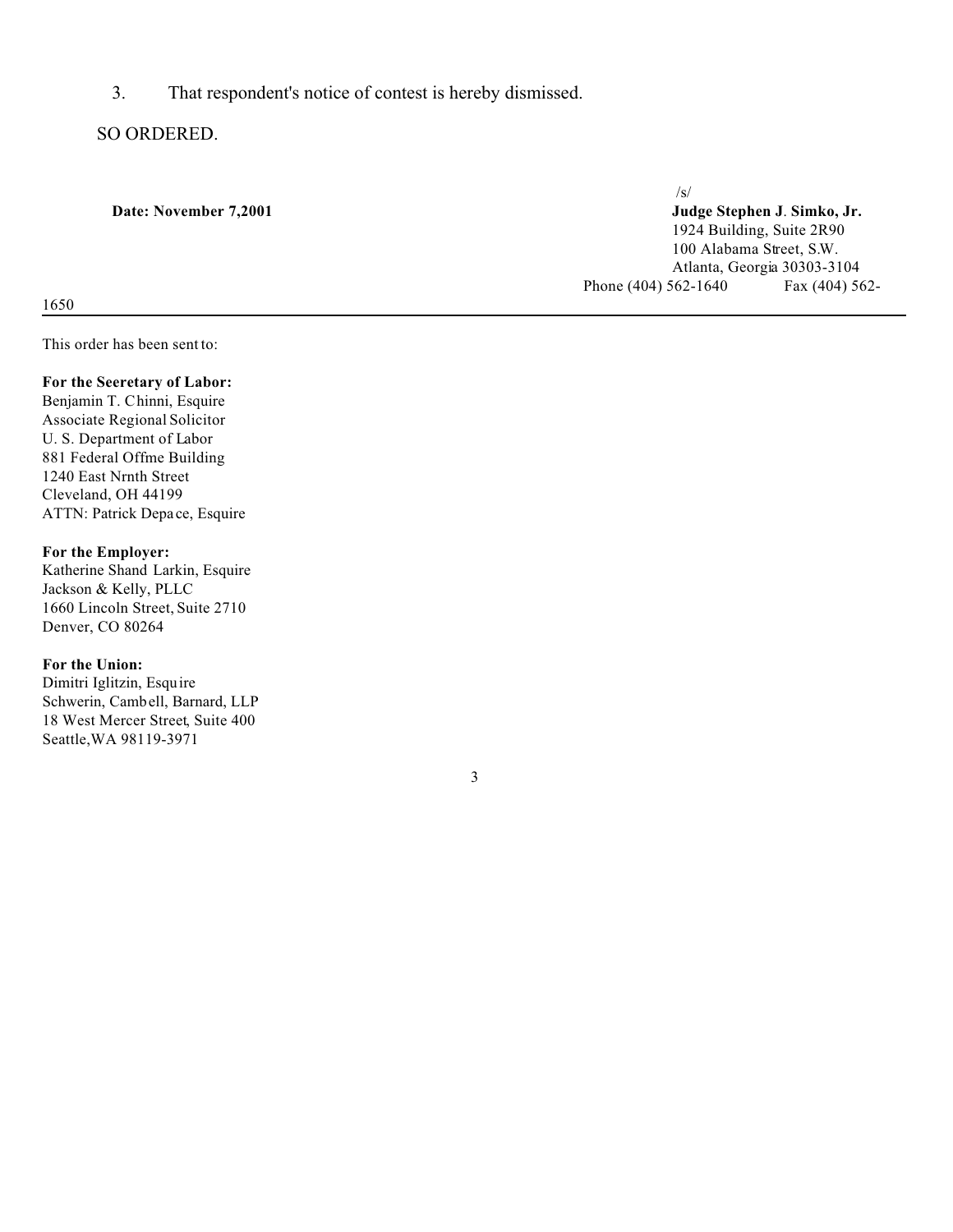3. That respondent's notice of contest is hereby dismissed.

SO ORDERED.

/s/

**Date: November 7,2001**

**Judge Stephen J. Simko, Jr.**
1924 Building, Suite 2R90
100 Alabama Street, S.W.
Atlanta, Georgia 30303-3104
Phone (404) 562-1640 Fax (404) 562-1650

---

This order has been sent to:

**For the Seeretary of Labor:**
Benjamin T. Chinni, Esquire
Associate Regional Solicitor
U. S. Department of Labor
881 Federal Offme Building
1240 East Nrnth Street
Cleveland, OH 44199
ATTN: Patrick Depace, Esquire

**For the Employer:**
Katherine Shand Larkin, Esquire
Jackson & Kelly, PLLC
1660 Lincoln Street, Suite 2710
Denver, CO 80264

**For the Union:**
Dimitri Iglitzin, Esquire
Schwerin, Cambell, Barnard, LLP
18 West Mercer Street, Suite 400
Seattle,WA 98119-3971